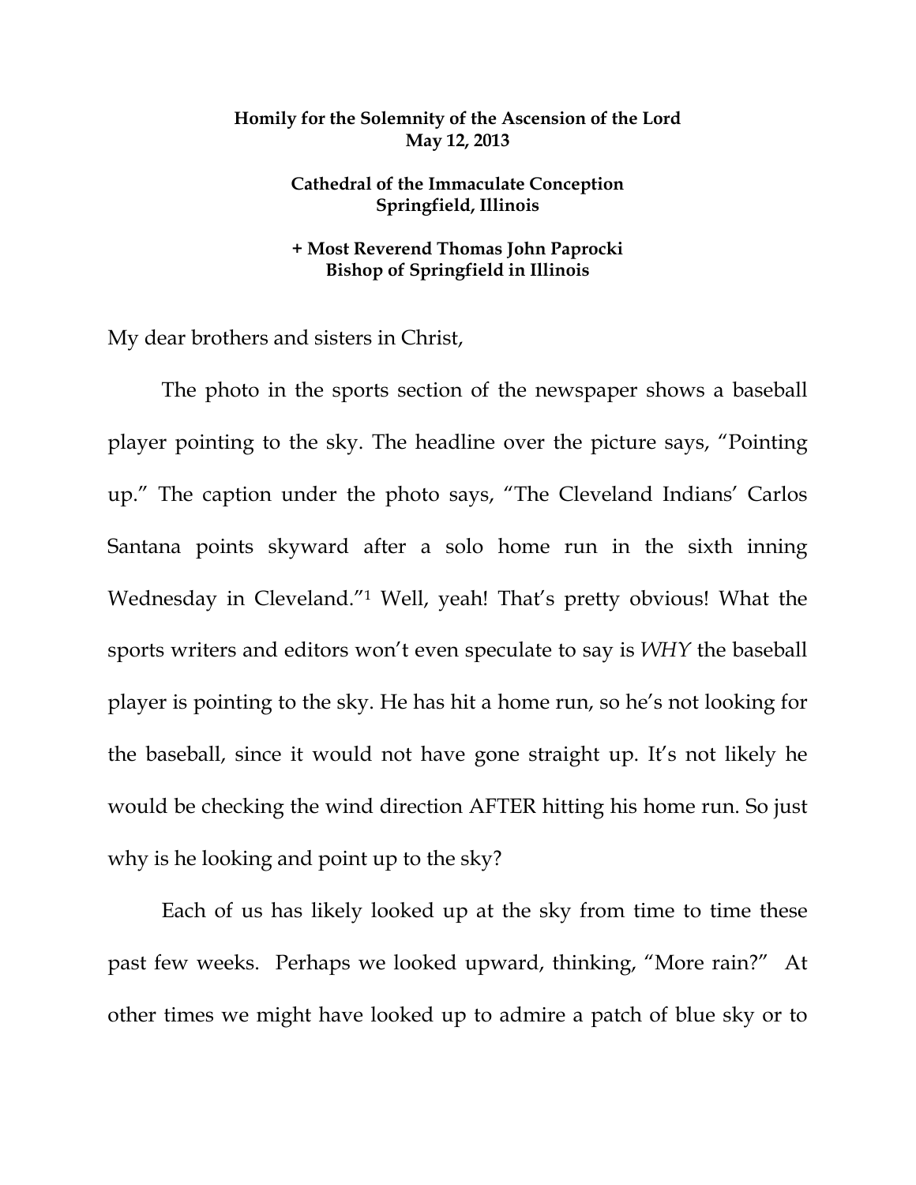**Homily for the Solemnity of the Ascension of the Lord**
**May 12, 2013**

**Cathedral of the Immaculate Conception**
**Springfield, Illinois**

**+ Most Reverend Thomas John Paprocki**
**Bishop of Springfield in Illinois**

My dear brothers and sisters in Christ,

The photo in the sports section of the newspaper shows a baseball player pointing to the sky. The headline over the picture says, "Pointing up." The caption under the photo says, "The Cleveland Indians' Carlos Santana points skyward after a solo home run in the sixth inning Wednesday in Cleveland."[1] Well, yeah! That's pretty obvious! What the sports writers and editors won't even speculate to say is *WHY* the baseball player is pointing to the sky. He has hit a home run, so he's not looking for the baseball, since it would not have gone straight up. It's not likely he would be checking the wind direction AFTER hitting his home run. So just why is he looking and point up to the sky?

Each of us has likely looked up at the sky from time to time these past few weeks. Perhaps we looked upward, thinking, "More rain?" At other times we might have looked up to admire a patch of blue sky or to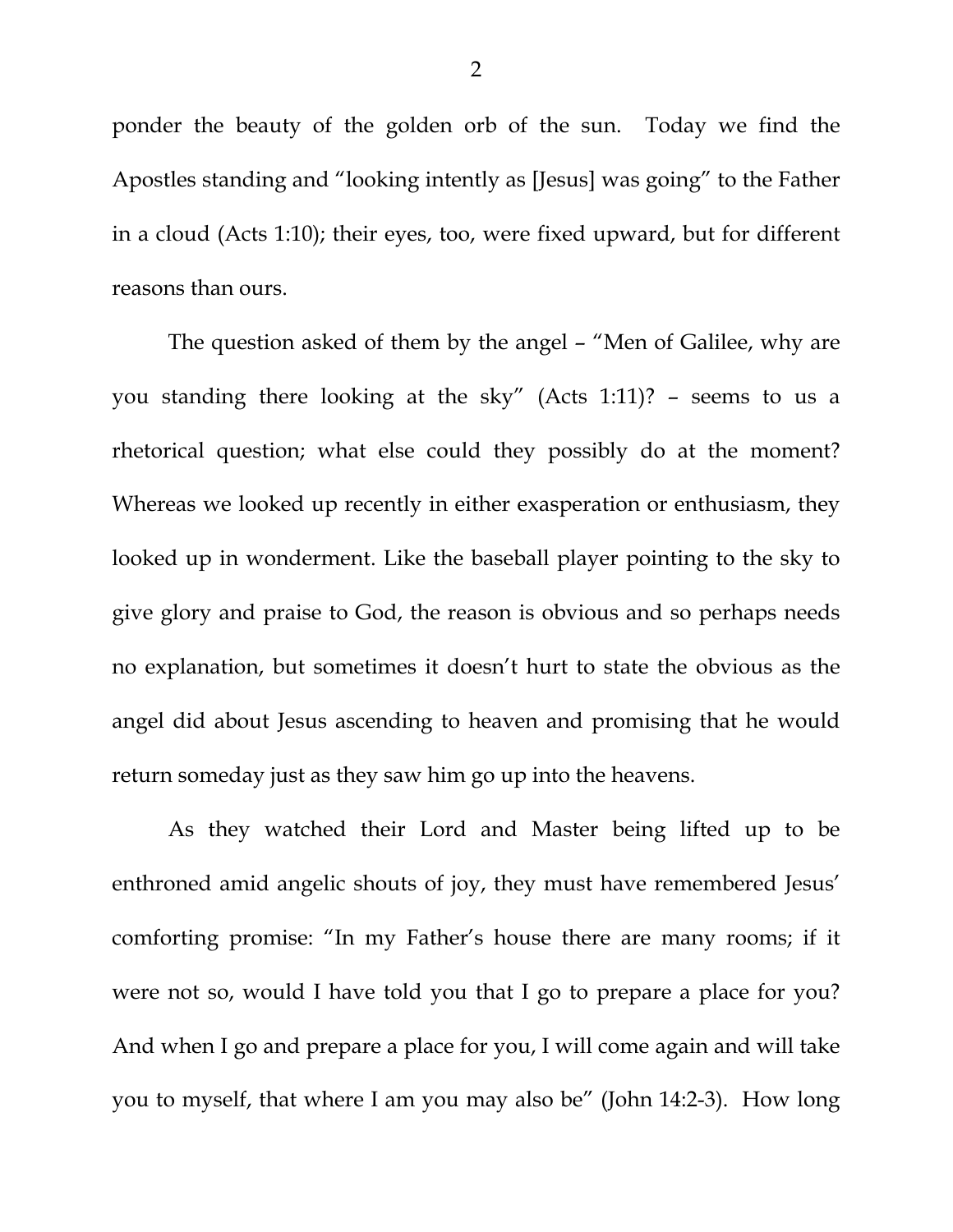ponder the beauty of the golden orb of the sun. Today we find the Apostles standing and "looking intently as [Jesus] was going" to the Father in a cloud (Acts 1:10); their eyes, too, were fixed upward, but for different reasons than ours.

The question asked of them by the angel – "Men of Galilee, why are you standing there looking at the sky" (Acts 1:11)? – seems to us a rhetorical question; what else could they possibly do at the moment? Whereas we looked up recently in either exasperation or enthusiasm, they looked up in wonderment. Like the baseball player pointing to the sky to give glory and praise to God, the reason is obvious and so perhaps needs no explanation, but sometimes it doesn't hurt to state the obvious as the angel did about Jesus ascending to heaven and promising that he would return someday just as they saw him go up into the heavens.

As they watched their Lord and Master being lifted up to be enthroned amid angelic shouts of joy, they must have remembered Jesus' comforting promise: "In my Father's house there are many rooms; if it were not so, would I have told you that I go to prepare a place for you? And when I go and prepare a place for you, I will come again and will take you to myself, that where I am you may also be" (John 14:2-3). How long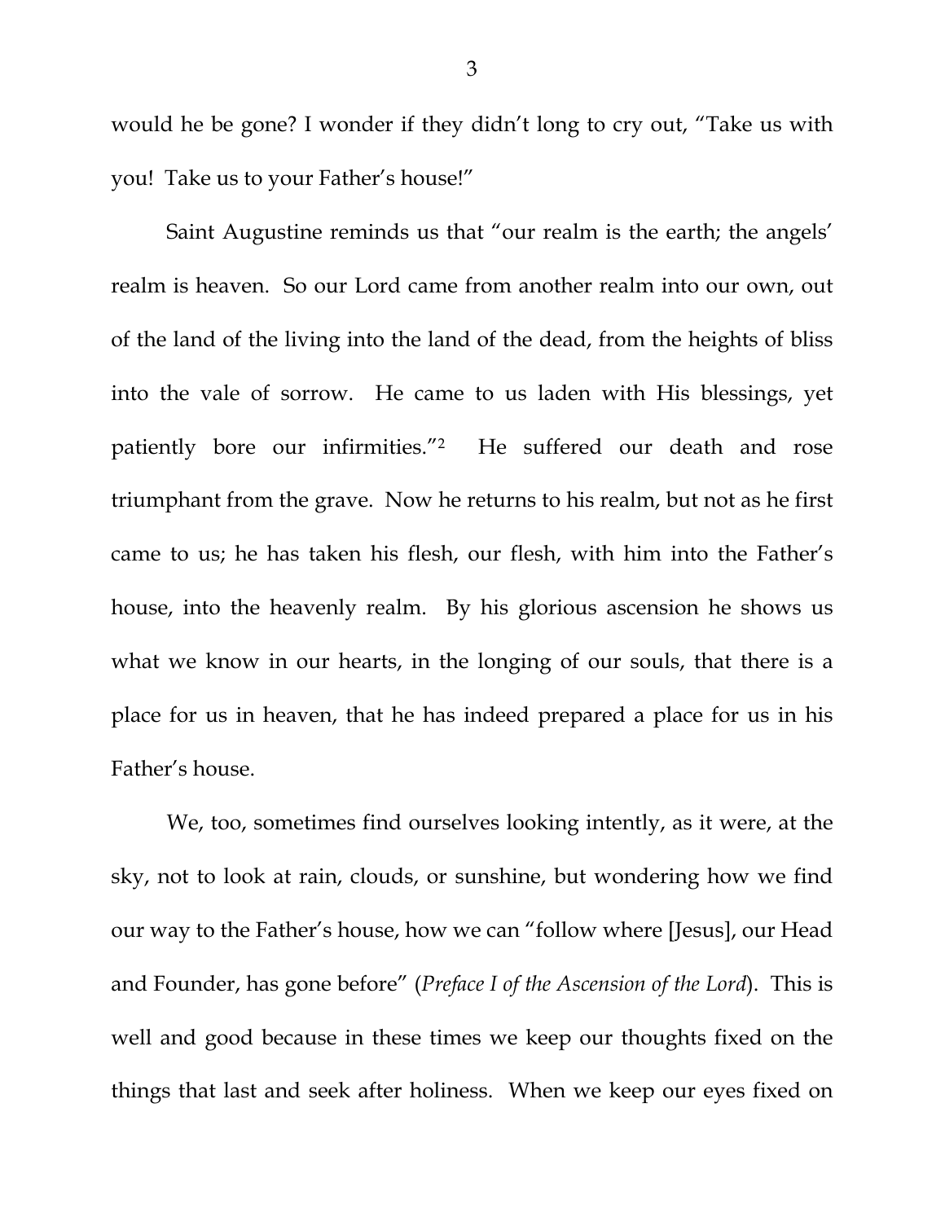would he be gone? I wonder if they didn't long to cry out, "Take us with you! Take us to your Father's house!"

Saint Augustine reminds us that "our realm is the earth; the angels' realm is heaven. So our Lord came from another realm into our own, out of the land of the living into the land of the dead, from the heights of bliss into the vale of sorrow. He came to us laden with His blessings, yet patiently bore our infirmities."[2] He suffered our death and rose triumphant from the grave. Now he returns to his realm, but not as he first came to us; he has taken his flesh, our flesh, with him into the Father's house, into the heavenly realm. By his glorious ascension he shows us what we know in our hearts, in the longing of our souls, that there is a place for us in heaven, that he has indeed prepared a place for us in his Father's house.

We, too, sometimes find ourselves looking intently, as it were, at the sky, not to look at rain, clouds, or sunshine, but wondering how we find our way to the Father's house, how we can "follow where [Jesus], our Head and Founder, has gone before" (*Preface I of the Ascension of the Lord*). This is well and good because in these times we keep our thoughts fixed on the things that last and seek after holiness. When we keep our eyes fixed on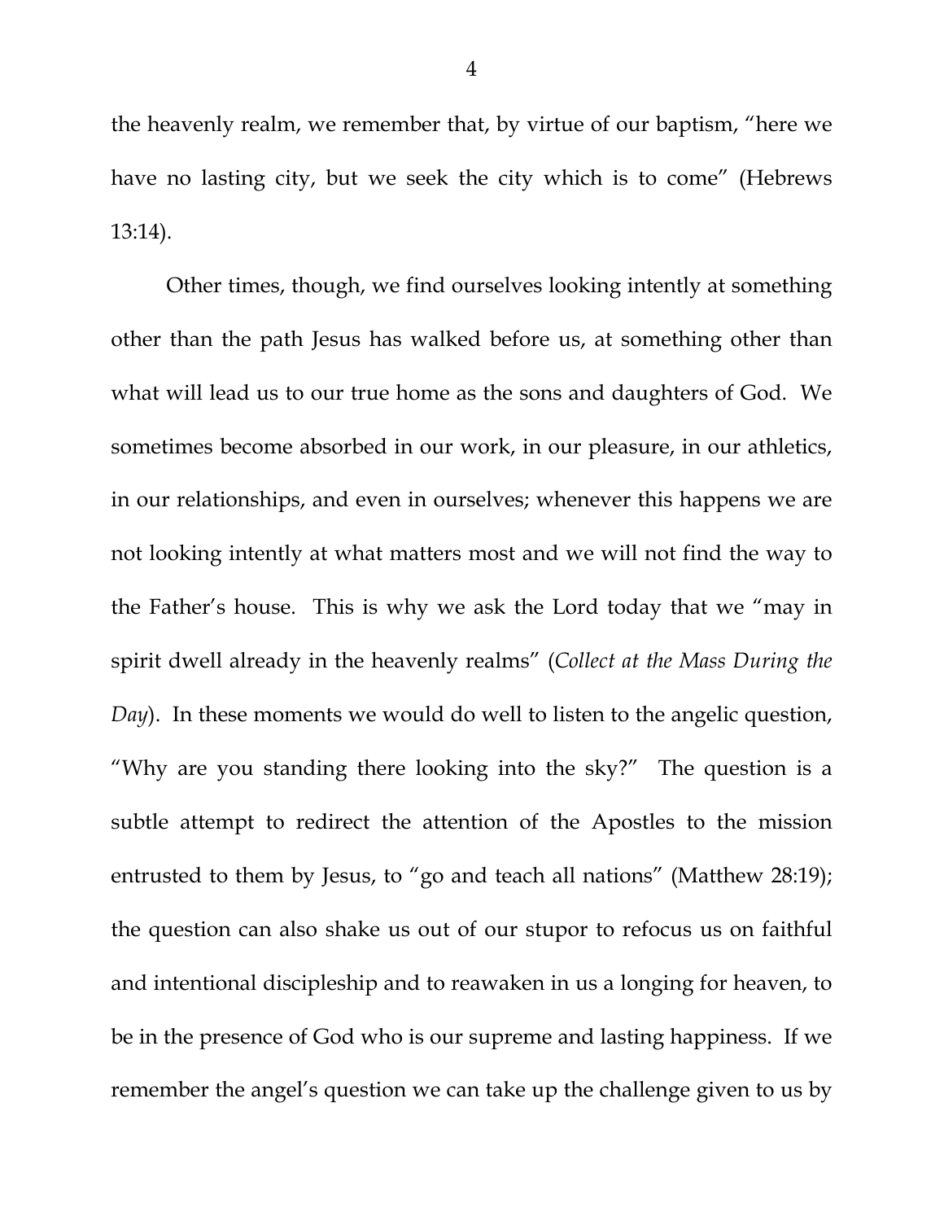the heavenly realm, we remember that, by virtue of our baptism, "here we have no lasting city, but we seek the city which is to come" (Hebrews 13:14).

Other times, though, we find ourselves looking intently at something other than the path Jesus has walked before us, at something other than what will lead us to our true home as the sons and daughters of God. We sometimes become absorbed in our work, in our pleasure, in our athletics, in our relationships, and even in ourselves; whenever this happens we are not looking intently at what matters most and we will not find the way to the Father's house. This is why we ask the Lord today that we "may in spirit dwell already in the heavenly realms" (*Collect at the Mass During the Day*). In these moments we would do well to listen to the angelic question, "Why are you standing there looking into the sky?" The question is a subtle attempt to redirect the attention of the Apostles to the mission entrusted to them by Jesus, to "go and teach all nations" (Matthew 28:19); the question can also shake us out of our stupor to refocus us on faithful and intentional discipleship and to reawaken in us a longing for heaven, to be in the presence of God who is our supreme and lasting happiness. If we remember the angel's question we can take up the challenge given to us by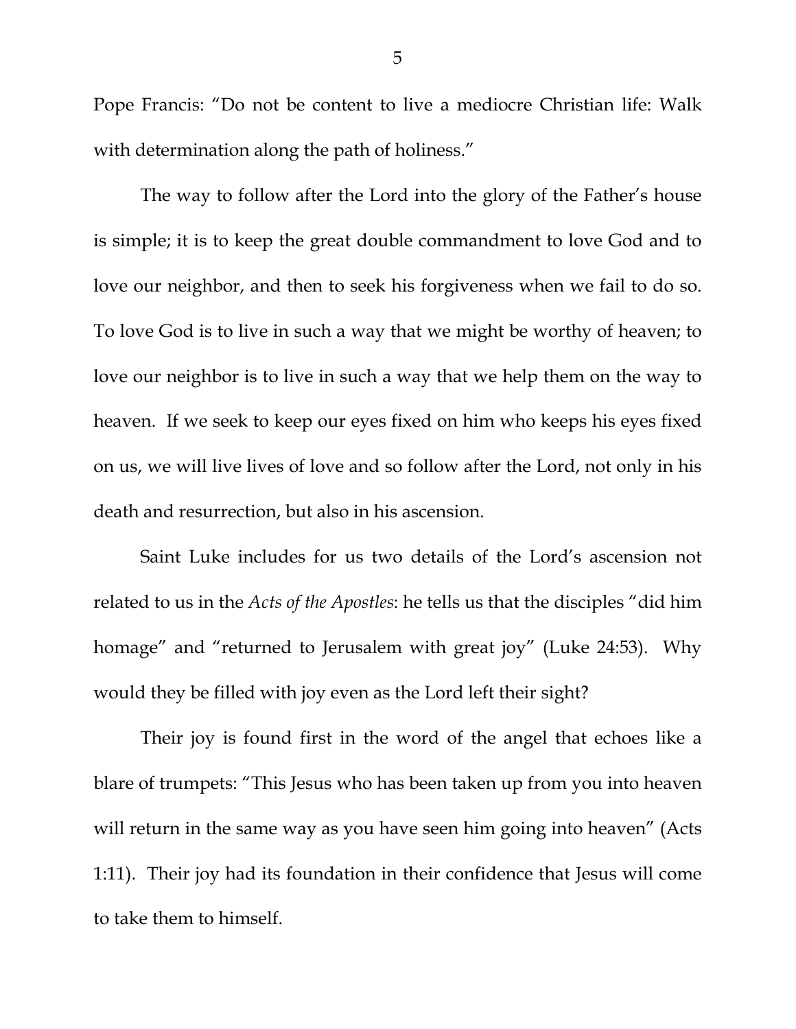Pope Francis: "Do not be content to live a mediocre Christian life: Walk with determination along the path of holiness."

The way to follow after the Lord into the glory of the Father's house is simple; it is to keep the great double commandment to love God and to love our neighbor, and then to seek his forgiveness when we fail to do so. To love God is to live in such a way that we might be worthy of heaven; to love our neighbor is to live in such a way that we help them on the way to heaven. If we seek to keep our eyes fixed on him who keeps his eyes fixed on us, we will live lives of love and so follow after the Lord, not only in his death and resurrection, but also in his ascension.

Saint Luke includes for us two details of the Lord's ascension not related to us in the *Acts of the Apostles*: he tells us that the disciples "did him homage" and "returned to Jerusalem with great joy" (Luke 24:53). Why would they be filled with joy even as the Lord left their sight?

Their joy is found first in the word of the angel that echoes like a blare of trumpets: "This Jesus who has been taken up from you into heaven will return in the same way as you have seen him going into heaven" (Acts 1:11). Their joy had its foundation in their confidence that Jesus will come to take them to himself.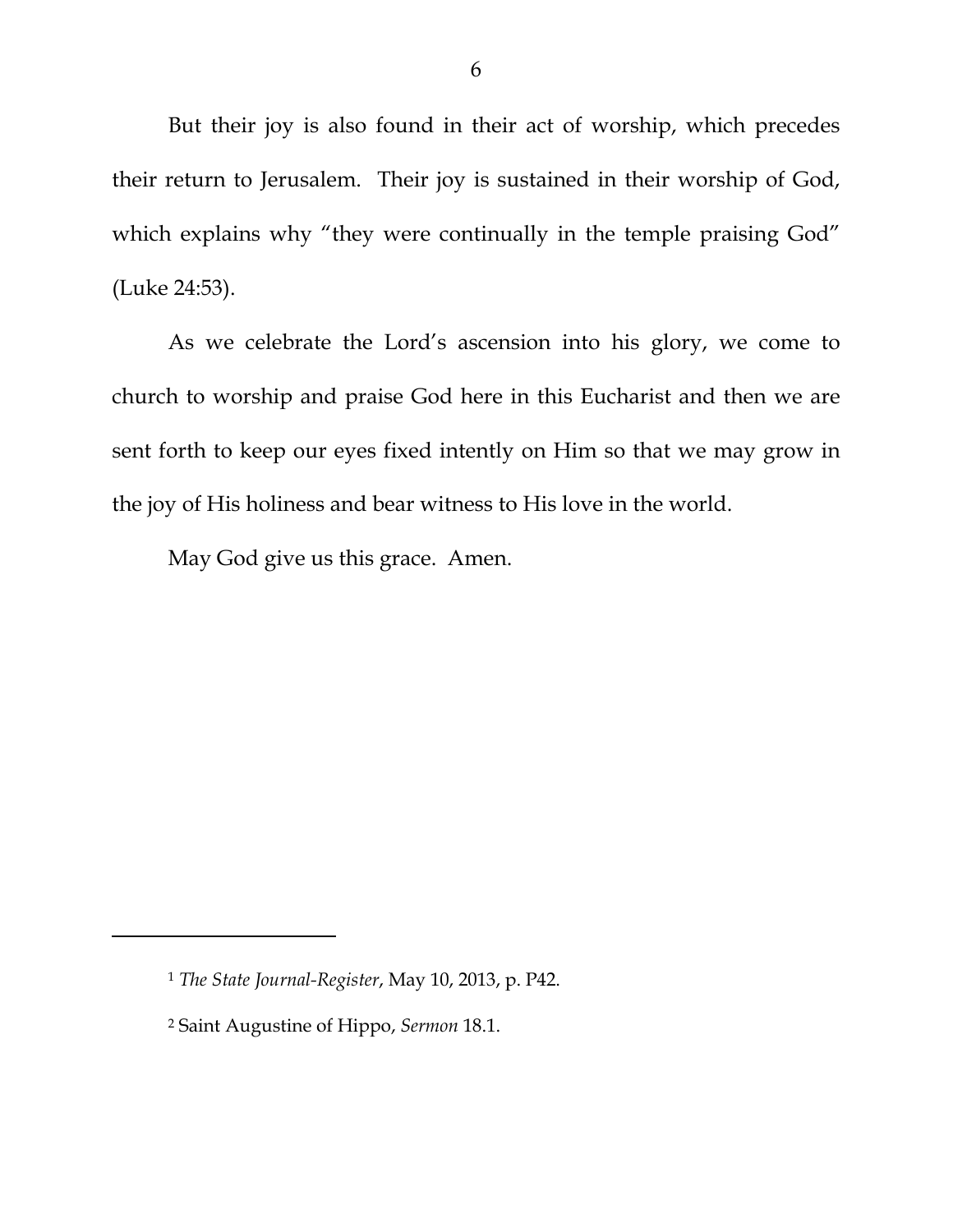But their joy is also found in their act of worship, which precedes their return to Jerusalem. Their joy is sustained in their worship of God, which explains why "they were continually in the temple praising God" (Luke 24:53).

As we celebrate the Lord's ascension into his glory, we come to church to worship and praise God here in this Eucharist and then we are sent forth to keep our eyes fixed intently on Him so that we may grow in the joy of His holiness and bear witness to His love in the world.

May God give us this grace. Amen.

---

[1] *The State Journal-Register*, May 10, 2013, p. P42.

[2] Saint Augustine of Hippo, *Sermon* 18.1.